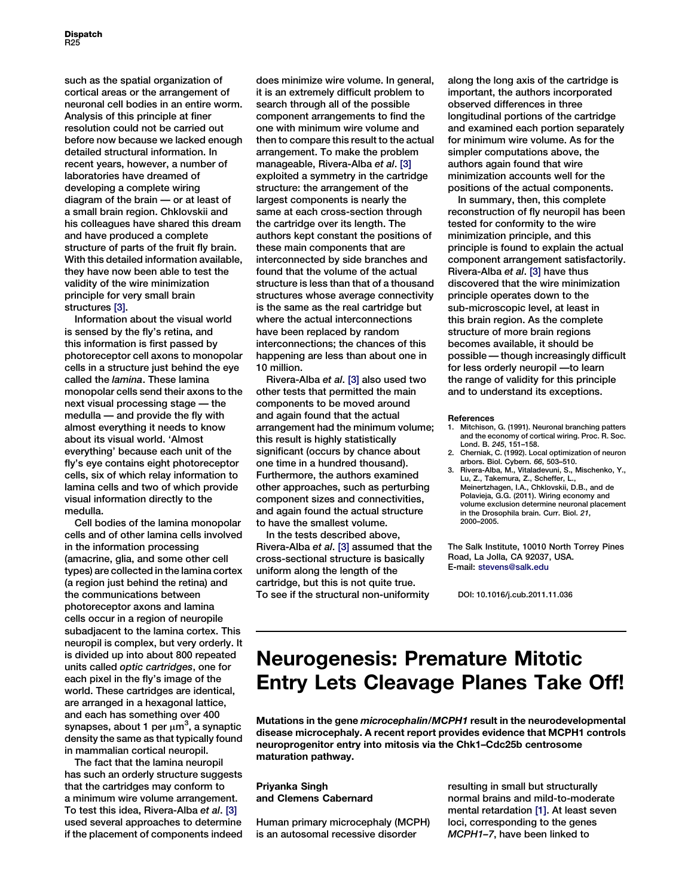such as the spatial organization of cortical areas or the arrangement of neuronal cell bodies in an entire worm. Analysis of this principle at finer resolution could not be carried out before now because we lacked enough detailed structural information. In recent years, however, a number of laboratories have dreamed of developing a complete wiring diagram of the brain — or at least of a small brain region. Chklovskii and his colleagues have shared this dream and have produced a complete structure of parts of the fruit fly brain. With this detailed information available, they have now been able to test the validity of the wire minimization principle for very small brain structures [3].

Information about the visual world is sensed by the fly's retina, and this information is first passed by photoreceptor cell axons to monopolar cells in a structure just behind the eye called the *lamina*. These lamina monopolar cells send their axons to the next visual processing stage — the medulla — and provide the fly with almost everything it needs to know about its visual world. 'Almost everything' because each unit of the fly's eye contains eight photoreceptor cells, six of which relay information to lamina cells and two of which provide visual information directly to the medulla.

Cell bodies of the lamina monopolar cells and of other lamina cells involved in the information processing (amacrine, glia, and some other cell types) are collected in the lamina cortex (a region just behind the retina) and the communications between photoreceptor axons and lamina cells occur in a region of neuropile subadjacent to the lamina cortex. This neuropil is complex, but very orderly. It is divided up into about 800 repeated units called *optic cartridges*, one for each pixel in the fly's image of the world. These cartridges are identical, are arranged in a hexagonal lattice, and each has something over 400 synapses, about 1 per $\mu m^3$, a synaptic density the same as that typically found in mammalian cortical neuropil.

The fact that the lamina neuropil has such an orderly structure suggests that the cartridges may conform to a minimum wire volume arrangement. To test this idea, Rivera-Alba *et al*. [3] used several approaches to determine if the placement of components indeed does minimize wire volume. In general, it is an extremely difficult problem to search through all of the possible component arrangements to find the one with minimum wire volume and then to compare this result to the actual arrangement. To make the problem manageable, Rivera-Alba *et al*. [3] exploited a symmetry in the cartridge structure: the arrangement of the largest components is nearly the same at each cross-section through the cartridge over its length. The authors kept constant the positions of these main components that are interconnected by side branches and found that the volume of the actual structure is less than that of a thousand structures whose average connectivity is the same as the real cartridge but where the actual interconnections have been replaced by random interconnections; the chances of this happening are less than about one in 10 million.

Rivera-Alba *et al*. [3] also used two other tests that permitted the main components to be moved around and again found that the actual arrangement had the minimum volume; this result is highly statistically significant (occurs by chance about one time in a hundred thousand). Furthermore, the authors examined other approaches, such as perturbing component sizes and connectivities, and again found the actual structure to have the smallest volume.

In the tests described above, Rivera-Alba *et al*. [3] assumed that the cross-sectional structure is basically uniform along the length of the cartridge, but this is not quite true. To see if the structural non-uniformity along the long axis of the cartridge is important, the authors incorporated observed differences in three longitudinal portions of the cartridge and examined each portion separately for minimum wire volume. As for the simpler computations above, the authors again found that wire minimization accounts well for the positions of the actual components.

In summary, then, this complete reconstruction of fly neuropil has been tested for conformity to the wire minimization principle, and this principle is found to explain the actual component arrangement satisfactorily. Rivera-Alba *et al*. [3] have thus discovered that the wire minimization principle operates down to the sub-microscopic level, at least in this brain region. As the complete structure of more brain regions becomes available, it should be possible — though increasingly difficult for less orderly neuropil —to learn the range of validity for this principle and to understand its exceptions.

**References**

1. Mitchison, G. (1991). Neuronal branching patters and the economy of cortical wiring. Proc. R. Soc. Lond. B. *245*, 151–158.
2. Cherniak, C. (1992). Local optimization of neuron arbors. Biol. Cybern. *66*, 503–510.
3. Rivera-Alba, M., Vitaladevuni, S., Mischenko, Y., Lu, Z., Takemura, Z., Scheffer, L., Meinertzhagen, I.A., Chklovskii, D.B., and de Polavieja, G.G. (2011). Wiring economy and volume exclusion determine neuronal placement in the Drosophila brain. Curr. Biol. *21*, 2000–2005.

The Salk Institute, 10010 North Torrey Pines Road, La Jolla, CA 92037, USA.
E-mail: stevens@salk.edu

DOI: 10.1016/j.cub.2011.11.036

# Neurogenesis: Premature Mitotic Entry Lets Cleavage Planes Take Off!

**Mutations in the gene *microcephalin/MCPH1* result in the neurodevelopmental disease microcephaly. A recent report provides evidence that MCPH1 controls neuroprogenitor entry into mitosis via the Chk1–Cdc25b centrosome maturation pathway.**

**Priyanka Singh and Clemens Cabernard**

Human primary microcephaly (MCPH) is an autosomal recessive disorder resulting in small but structurally normal brains and mild-to-moderate mental retardation [1]. At least seven loci, corresponding to the genes *MCPH1–7*, have been linked to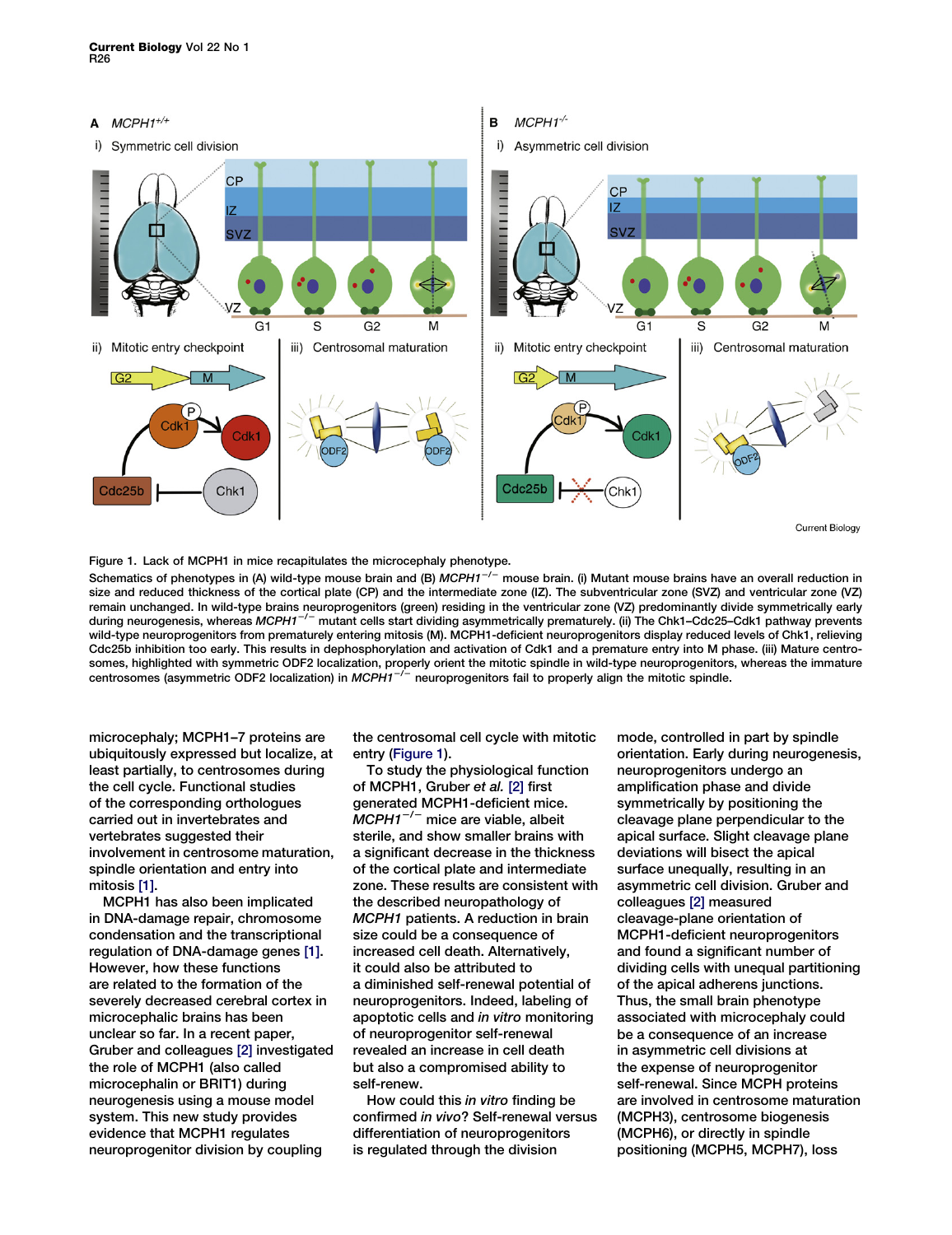Figure 1. Lack of MCPH1 in mice recapitulates the microcephaly phenotype.

Schematics of phenotypes in (A) wild-type mouse brain and (B) *MCPH1*$^{-/-}$ mouse brain. (i) Mutant mouse brains have an overall reduction in size and reduced thickness of the cortical plate (CP) and the intermediate zone (IZ). The subventricular zone (SVZ) and ventricular zone (VZ) remain unchanged. In wild-type brains neuroprogenitors (green) residing in the ventricular zone (VZ) predominantly divide symmetrically early during neurogenesis, whereas *MCPH1*$^{-/-}$ mutant cells start dividing asymmetrically prematurely. (ii) The Chk1–Cdc25–Cdk1 pathway prevents wild-type neuroprogenitors from prematurely entering mitosis (M). MCPH1-deficient neuroprogenitors display reduced levels of Chk1, relieving Cdc25b inhibition too early. This results in dephosphorylation and activation of Cdk1 and a premature entry into M phase. (iii) Mature centrosomes, highlighted with symmetric ODF2 localization, properly orient the mitotic spindle in wild-type neuroprogenitors, whereas the immature centrosomes (asymmetric ODF2 localization) in *MCPH1*$^{-/-}$ neuroprogenitors fail to properly align the mitotic spindle.

microcephaly; MCPH1–7 proteins are ubiquitously expressed but localize, at least partially, to centrosomes during the cell cycle. Functional studies of the corresponding orthologues carried out in invertebrates and vertebrates suggested their involvement in centrosome maturation, spindle orientation and entry into mitosis [1].

MCPH1 has also been implicated in DNA-damage repair, chromosome condensation and the transcriptional regulation of DNA-damage genes [1]. However, how these functions are related to the formation of the severely decreased cerebral cortex in microcephalic brains has been unclear so far. In a recent paper, Gruber and colleagues [2] investigated the role of MCPH1 (also called microcephalin or BRIT1) during neurogenesis using a mouse model system. This new study provides evidence that MCPH1 regulates neuroprogenitor division by coupling the centrosomal cell cycle with mitotic entry (Figure 1).

To study the physiological function of MCPH1, Gruber *et al.* [2] first generated MCPH1-deficient mice. *MCPH1*$^{-/-}$ mice are viable, albeit sterile, and show smaller brains with a significant decrease in the thickness of the cortical plate and intermediate zone. These results are consistent with the described neuropathology of *MCPH1* patients. A reduction in brain size could be a consequence of increased cell death. Alternatively, it could also be attributed to a diminished self-renewal potential of neuroprogenitors. Indeed, labeling of apoptotic cells and *in vitro* monitoring of neuroprogenitor self-renewal revealed an increase in cell death but also a compromised ability to self-renew.

How could this *in vitro* finding be confirmed *in vivo*? Self-renewal versus differentiation of neuroprogenitors is regulated through the division mode, controlled in part by spindle orientation. Early during neurogenesis, neuroprogenitors undergo an amplification phase and divide symmetrically by positioning the cleavage plane perpendicular to the apical surface. Slight cleavage plane deviations will bisect the apical surface unequally, resulting in an asymmetric cell division. Gruber and colleagues [2] measured cleavage-plane orientation of MCPH1-deficient neuroprogenitors and found a significant number of dividing cells with unequal partitioning of the apical adherens junctions. Thus, the small brain phenotype associated with microcephaly could be a consequence of an increase in asymmetric cell divisions at the expense of neuroprogenitor self-renewal. Since MCPH proteins are involved in centrosome maturation (MCPH3), centrosome biogenesis (MCPH6), or directly in spindle positioning (MCPH5, MCPH7), loss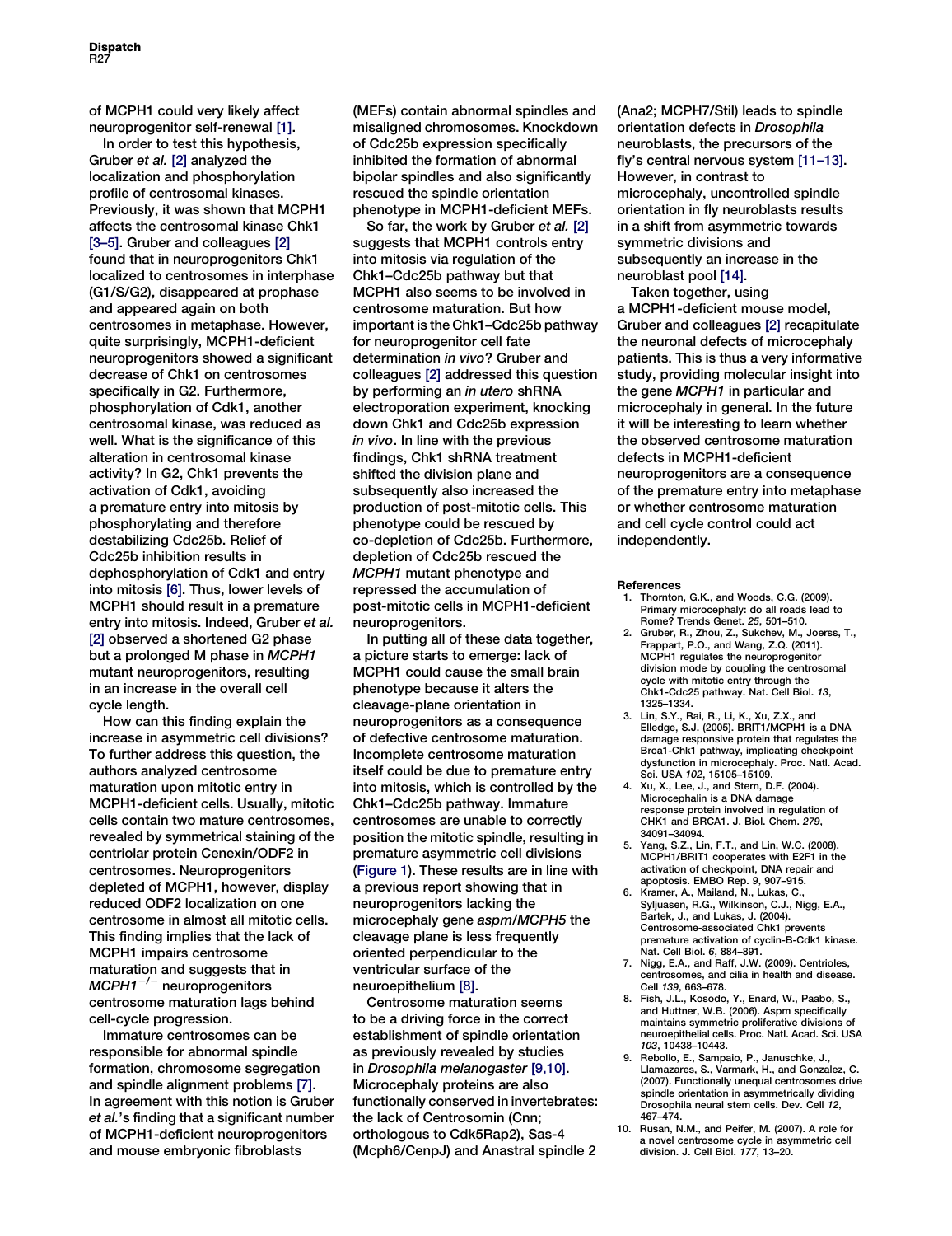of MCPH1 could very likely affect neuroprogenitor self-renewal [1].

In order to test this hypothesis, Gruber *et al.* [2] analyzed the localization and phosphorylation profile of centrosomal kinases. Previously, it was shown that MCPH1 affects the centrosomal kinase Chk1 [3–5]. Gruber and colleagues [2] found that in neuroprogenitors Chk1 localized to centrosomes in interphase (G1/S/G2), disappeared at prophase and appeared again on both centrosomes in metaphase. However, quite surprisingly, MCPH1-deficient neuroprogenitors showed a significant decrease of Chk1 on centrosomes specifically in G2. Furthermore, phosphorylation of Cdk1, another centrosomal kinase, was reduced as well. What is the significance of this alteration in centrosomal kinase activity? In G2, Chk1 prevents the activation of Cdk1, avoiding a premature entry into mitosis by phosphorylating and therefore destabilizing Cdc25b. Relief of Cdc25b inhibition results in dephosphorylation of Cdk1 and entry into mitosis [6]. Thus, lower levels of MCPH1 should result in a premature entry into mitosis. Indeed, Gruber *et al.* [2] observed a shortened G2 phase but a prolonged M phase in *MCPH1* mutant neuroprogenitors, resulting in an increase in the overall cell cycle length.

How can this finding explain the increase in asymmetric cell divisions? To further address this question, the authors analyzed centrosome maturation upon mitotic entry in MCPH1-deficient cells. Usually, mitotic cells contain two mature centrosomes, revealed by symmetrical staining of the centriolar protein Cenexin/ODF2 in centrosomes. Neuroprogenitors depleted of MCPH1, however, display reduced ODF2 localization on one centrosome in almost all mitotic cells. This finding implies that the lack of MCPH1 impairs centrosome maturation and suggests that in *MCPH1*$^{-/-}$ neuroprogenitors centrosome maturation lags behind cell-cycle progression.

Immature centrosomes can be responsible for abnormal spindle formation, chromosome segregation and spindle alignment problems [7]. In agreement with this notion is Gruber *et al.*'s finding that a significant number of MCPH1-deficient neuroprogenitors and mouse embryonic fibroblasts (MEFs) contain abnormal spindles and misaligned chromosomes. Knockdown of Cdc25b expression specifically inhibited the formation of abnormal bipolar spindles and also significantly rescued the spindle orientation phenotype in MCPH1-deficient MEFs.

So far, the work by Gruber *et al.* [2] suggests that MCPH1 controls entry into mitosis via regulation of the Chk1–Cdc25b pathway but that MCPH1 also seems to be involved in centrosome maturation. But how important is the Chk1–Cdc25b pathway for neuroprogenitor cell fate determination *in vivo*? Gruber and colleagues [2] addressed this question by performing an *in utero* shRNA electroporation experiment, knocking down Chk1 and Cdc25b expression *in vivo*. In line with the previous findings, Chk1 shRNA treatment shifted the division plane and subsequently also increased the production of post-mitotic cells. This phenotype could be rescued by co-depletion of Cdc25b. Furthermore, depletion of Cdc25b rescued the *MCPH1* mutant phenotype and repressed the accumulation of post-mitotic cells in MCPH1-deficient neuroprogenitors.

In putting all of these data together, a picture starts to emerge: lack of MCPH1 could cause the small brain phenotype because it alters the cleavage-plane orientation in neuroprogenitors as a consequence of defective centrosome maturation. Incomplete centrosome maturation itself could be due to premature entry into mitosis, which is controlled by the Chk1–Cdc25b pathway. Immature centrosomes are unable to correctly position the mitotic spindle, resulting in premature asymmetric cell divisions (Figure 1). These results are in line with a previous report showing that in neuroprogenitors lacking the microcephaly gene *aspm/MCPH5* the cleavage plane is less frequently oriented perpendicular to the ventricular surface of the neuroepithelium [8].

Centrosome maturation seems to be a driving force in the correct establishment of spindle orientation as previously revealed by studies in *Drosophila melanogaster* [9,10]. Microcephaly proteins are also functionally conserved in invertebrates: the lack of Centrosomin (Cnn; orthologous to Cdk5Rap2), Sas-4 (Mcph6/CenpJ) and Anastral spindle 2 (Ana2; MCPH7/Stil) leads to spindle orientation defects in *Drosophila* neuroblasts, the precursors of the fly's central nervous system [11–13]. However, in contrast to microcephaly, uncontrolled spindle orientation in fly neuroblasts results in a shift from asymmetric towards symmetric divisions and subsequently an increase in the neuroblast pool [14].

Taken together, using a MCPH1-deficient mouse model, Gruber and colleagues [2] recapitulate the neuronal defects of microcephaly patients. This is thus a very informative study, providing molecular insight into the gene *MCPH1* in particular and microcephaly in general. In the future it will be interesting to learn whether the observed centrosome maturation defects in MCPH1-deficient neuroprogenitors are a consequence of the premature entry into metaphase or whether centrosome maturation and cell cycle control could act independently.

## References

1. Thornton, G.K., and Woods, C.G. (2009). Primary microcephaly: do all roads lead to Rome? Trends Genet. *25*, 501–510.
2. Gruber, R., Zhou, Z., Sukchev, M., Joerss, T., Frappart, P.O., and Wang, Z.Q. (2011). MCPH1 regulates the neuroprogenitor division mode by coupling the centrosomal cycle with mitotic entry through the Chk1-Cdc25 pathway. Nat. Cell Biol. *13*, 1325–1334.
3. Lin, S.Y., Rai, R., Li, K., Xu, Z.X., and Elledge, S.J. (2005). BRIT1/MCPH1 is a DNA damage responsive protein that regulates the Brca1-Chk1 pathway, implicating checkpoint dysfunction in microcephaly. Proc. Natl. Acad. Sci. USA *102*, 15105–15109.
4. Xu, X., Lee, J., and Stern, D.F. (2004). Microcephalin is a DNA damage response protein involved in regulation of CHK1 and BRCA1. J. Biol. Chem. *279*, 34091–34094.
5. Yang, S.Z., Lin, F.T., and Lin, W.C. (2008). MCPH1/BRIT1 cooperates with E2F1 in the activation of checkpoint, DNA repair and apoptosis. EMBO Rep. *9*, 907–915.
6. Kramer, A., Mailand, N., Lukas, C., Syljuasen, R.G., Wilkinson, C.J., Nigg, E.A., Bartek, J., and Lukas, J. (2004). Centrosome-associated Chk1 prevents premature activation of cyclin-B-Cdk1 kinase. Nat. Cell Biol. *6*, 884–891.
7. Nigg, E.A., and Raff, J.W. (2009). Centrioles, centrosomes, and cilia in health and disease. Cell *139*, 663–678.
8. Fish, J.L., Kosodo, Y., Enard, W., Paabo, S., and Huttner, W.B. (2006). Aspm specifically maintains symmetric proliferative divisions of neuroepithelial cells. Proc. Natl. Acad. Sci. USA *103*, 10438–10443.
9. Rebollo, E., Sampaio, P., Januschke, J., Llamazares, S., Varmark, H., and Gonzalez, C. (2007). Functionally unequal centrosomes drive spindle orientation in asymmetrically dividing Drosophila neural stem cells. Dev. Cell *12*, 467–474.
10. Rusan, N.M., and Peifer, M. (2007). A role for a novel centrosome cycle in asymmetric cell division. J. Cell Biol. *177*, 13–20.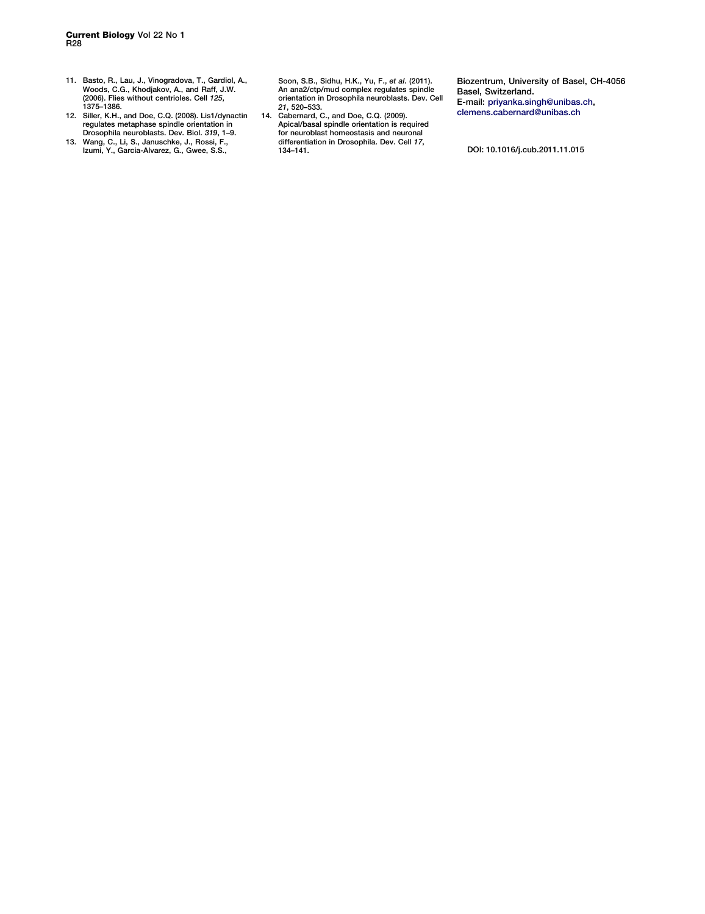11. Basto, R., Lau, J., Vinogradova, T., Gardiol, A., Woods, C.G., Khodjakov, A., and Raff, J.W. (2006). Flies without centrioles. Cell *125*, 1375–1386.
12. Siller, K.H., and Doe, C.Q. (2008). Lis1/dynactin regulates metaphase spindle orientation in Drosophila neuroblasts. Dev. Biol. *319*, 1–9.
13. Wang, C., Li, S., Januschke, J., Rossi, F., Izumi, Y., Garcia-Alvarez, G., Gwee, S.S., Soon, S.B., Sidhu, H.K., Yu, F., *et al*. (2011). An ana2/ctp/mud complex regulates spindle orientation in Drosophila neuroblasts. Dev. Cell *21*, 520–533.
14. Cabernard, C., and Doe, C.Q. (2009). Apical/basal spindle orientation is required for neuroblast homeostasis and neuronal differentiation in Drosophila. Dev. Cell *17*, 134–141.

Biozentrum, University of Basel, CH-4056 Basel, Switzerland.
E-mail: priyanka.singh@unibas.ch, clemens.cabernard@unibas.ch

DOI: 10.1016/j.cub.2011.11.015